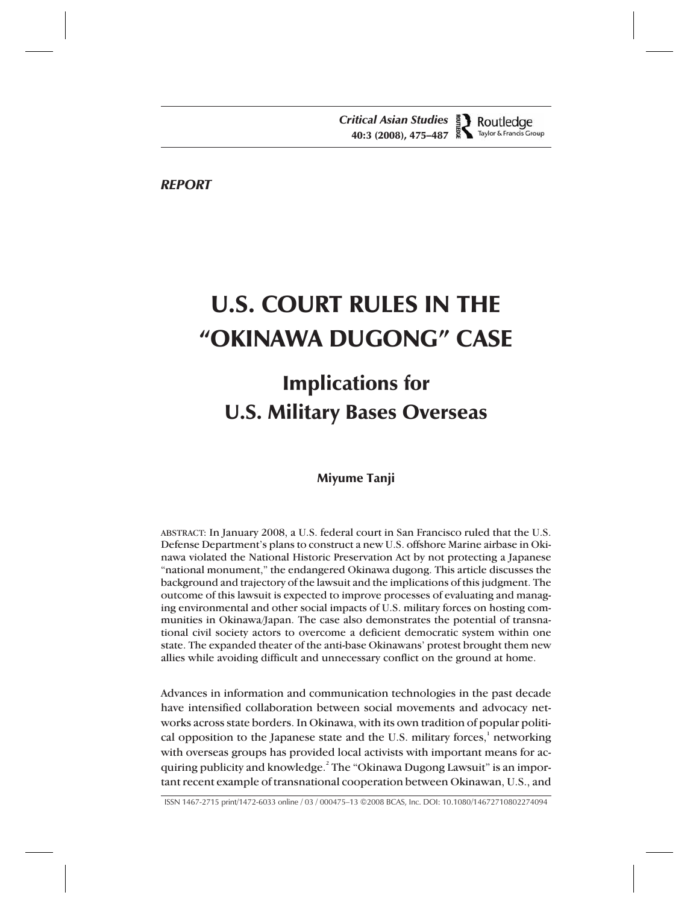*REPORT*

# U.S. COURT RULES IN THE "OKINAWA DUGONG" CASE

## Implications for U.S. Military Bases Overseas

**Miyume Tanji**

ABSTRACT: In January 2008, a U.S. federal court in San Francisco ruled that the U.S. Defense Department's plans to construct a new U.S. offshore Marine airbase in Okinawa violated the National Historic Preservation Act by not protecting a Japanese "national monument," the endangered Okinawa dugong. This article discusses the background and trajectory of the lawsuit and the implications of this judgment. The outcome of this lawsuit is expected to improve processes of evaluating and managing environmental and other social impacts of U.S. military forces on hosting communities in Okinawa/Japan. The case also demonstrates the potential of transnational civil society actors to overcome a deficient democratic system within one state. The expanded theater of the anti-base Okinawans' protest brought them new allies while avoiding difficult and unnecessary conflict on the ground at home.

Advances in information and communication technologies in the past decade have intensified collaboration between social movements and advocacy networks across state borders. In Okinawa, with its own tradition of popular political opposition to the Japanese state and the U.S. military forces,[1] networking with overseas groups has provided local activists with important means for acquiring publicity and knowledge.[2] The "Okinawa Dugong Lawsuit" is an important recent example of transnational cooperation between Okinawan, U.S., and

ISSN 1467-2715 print/1472-6033 online / 03 / 000475–13 ©2008 BCAS, Inc. DOI: 10.1080/14672710802274094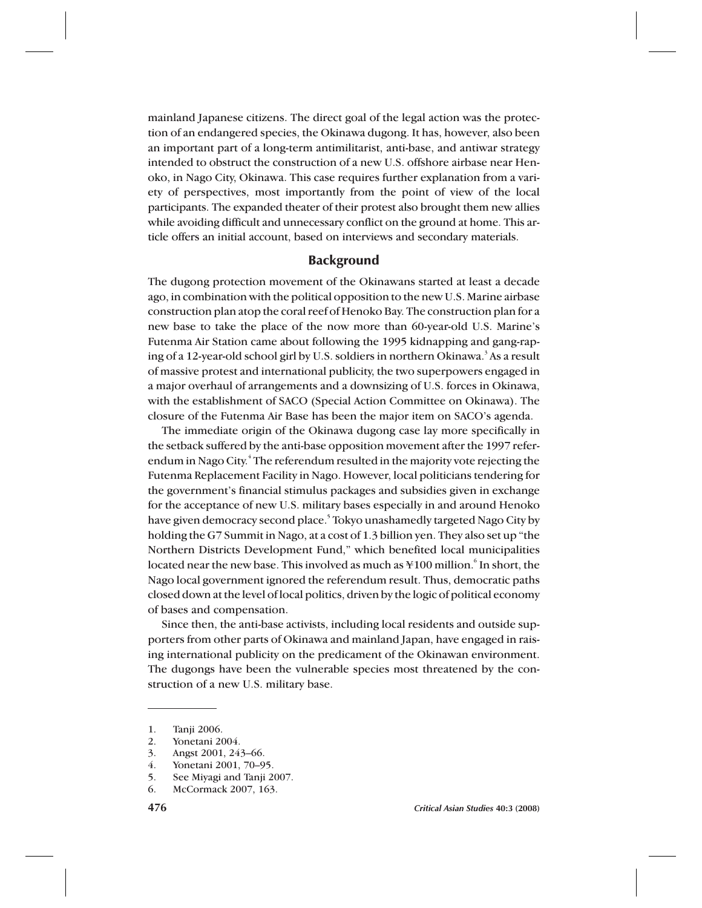mainland Japanese citizens. The direct goal of the legal action was the protection of an endangered species, the Okinawa dugong. It has, however, also been an important part of a long-term antimilitarist, anti-base, and antiwar strategy intended to obstruct the construction of a new U.S. offshore airbase near Henoko, in Nago City, Okinawa. This case requires further explanation from a variety of perspectives, most importantly from the point of view of the local participants. The expanded theater of their protest also brought them new allies while avoiding difficult and unnecessary conflict on the ground at home. This article offers an initial account, based on interviews and secondary materials.

## Background

The dugong protection movement of the Okinawans started at least a decade ago, in combination with the political opposition to the new U.S. Marine airbase construction plan atop the coral reef of Henoko Bay. The construction plan for a new base to take the place of the now more than 60-year-old U.S. Marine's Futenma Air Station came about following the 1995 kidnapping and gang-raping of a 12-year-old school girl by U.S. soldiers in northern Okinawa.[3] As a result of massive protest and international publicity, the two superpowers engaged in a major overhaul of arrangements and a downsizing of U.S. forces in Okinawa, with the establishment of SACO (Special Action Committee on Okinawa). The closure of the Futenma Air Base has been the major item on SACO's agenda.

The immediate origin of the Okinawa dugong case lay more specifically in the setback suffered by the anti-base opposition movement after the 1997 referendum in Nago City.[4] The referendum resulted in the majority vote rejecting the Futenma Replacement Facility in Nago. However, local politicians tendering for the government's financial stimulus packages and subsidies given in exchange for the acceptance of new U.S. military bases especially in and around Henoko have given democracy second place.[5] Tokyo unashamedly targeted Nago City by holding the G7 Summit in Nago, at a cost of 1.3 billion yen. They also set up "the Northern Districts Development Fund," which benefited local municipalities located near the new base. This involved as much as ¥100 million.[6] In short, the Nago local government ignored the referendum result. Thus, democratic paths closed down at the level of local politics, driven by the logic of political economy of bases and compensation.

Since then, the anti-base activists, including local residents and outside supporters from other parts of Okinawa and mainland Japan, have engaged in raising international publicity on the predicament of the Okinawan environment. The dugongs have been the vulnerable species most threatened by the construction of a new U.S. military base.

---

1. Tanji 2006.
2. Yonetani 2004.
3. Angst 2001, 243–66.
4. Yonetani 2001, 70–95.
5. See Miyagi and Tanji 2007.
6. McCormack 2007, 163.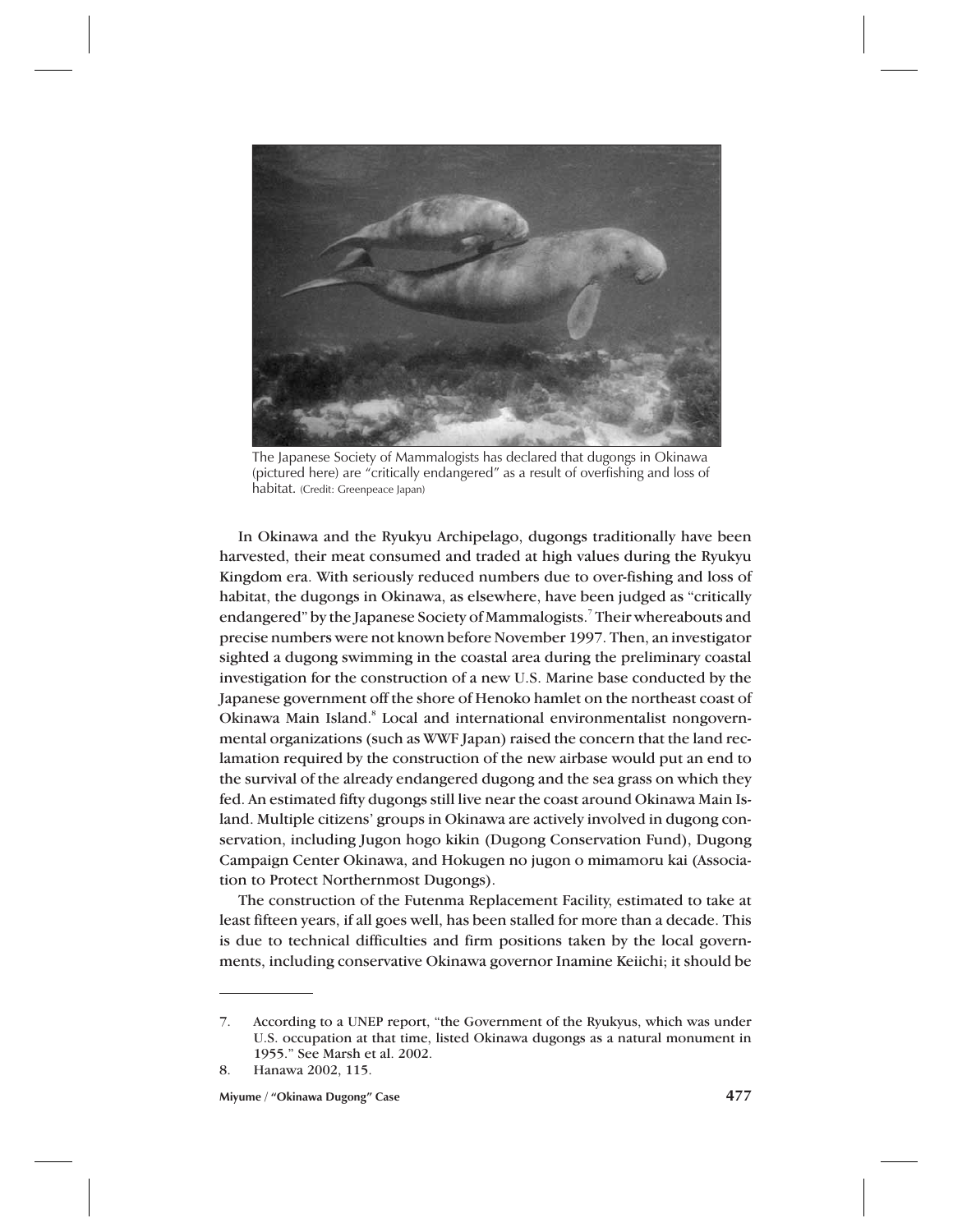The Japanese Society of Mammalogists has declared that dugongs in Okinawa (pictured here) are "critically endangered" as a result of overfishing and loss of habitat. (Credit: Greenpeace Japan)

In Okinawa and the Ryukyu Archipelago, dugongs traditionally have been harvested, their meat consumed and traded at high values during the Ryukyu Kingdom era. With seriously reduced numbers due to over-fishing and loss of habitat, the dugongs in Okinawa, as elsewhere, have been judged as "critically endangered" by the Japanese Society of Mammalogists.[7] Their whereabouts and precise numbers were not known before November 1997. Then, an investigator sighted a dugong swimming in the coastal area during the preliminary coastal investigation for the construction of a new U.S. Marine base conducted by the Japanese government off the shore of Henoko hamlet on the northeast coast of Okinawa Main Island.[8] Local and international environmentalist nongovernmental organizations (such as WWF Japan) raised the concern that the land reclamation required by the construction of the new airbase would put an end to the survival of the already endangered dugong and the sea grass on which they fed. An estimated fifty dugongs still live near the coast around Okinawa Main Island. Multiple citizens' groups in Okinawa are actively involved in dugong conservation, including Jugon hogo kikin (Dugong Conservation Fund), Dugong Campaign Center Okinawa, and Hokugen no jugon o mimamoru kai (Association to Protect Northernmost Dugongs).

The construction of the Futenma Replacement Facility, estimated to take at least fifteen years, if all goes well, has been stalled for more than a decade. This is due to technical difficulties and firm positions taken by the local governments, including conservative Okinawa governor Inamine Keiichi; it should be

7. According to a UNEP report, "the Government of the Ryukyus, which was under U.S. occupation at that time, listed Okinawa dugongs as a natural monument in 1955." See Marsh et al. 2002.

8. Hanawa 2002, 115.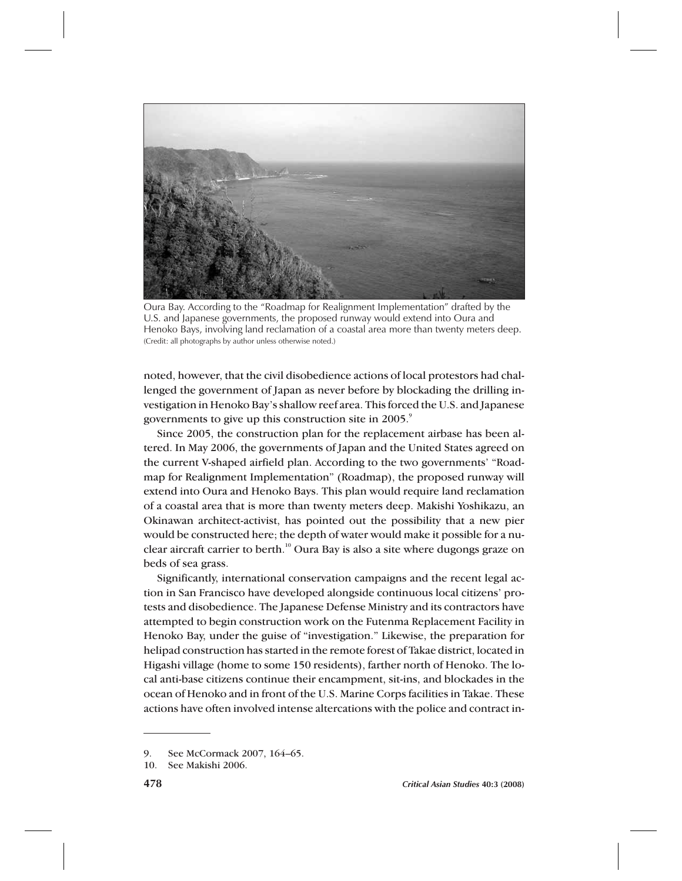Oura Bay. According to the "Roadmap for Realignment Implementation" drafted by the U.S. and Japanese governments, the proposed runway would extend into Oura and Henoko Bays, involving land reclamation of a coastal area more than twenty meters deep. (Credit: all photographs by author unless otherwise noted.)

noted, however, that the civil disobedience actions of local protestors had challenged the government of Japan as never before by blockading the drilling investigation in Henoko Bay's shallow reef area. This forced the U.S. and Japanese governments to give up this construction site in 2005.[9]

Since 2005, the construction plan for the replacement airbase has been altered. In May 2006, the governments of Japan and the United States agreed on the current V-shaped airfield plan. According to the two governments' "Roadmap for Realignment Implementation" (Roadmap), the proposed runway will extend into Oura and Henoko Bays. This plan would require land reclamation of a coastal area that is more than twenty meters deep. Makishi Yoshikazu, an Okinawan architect-activist, has pointed out the possibility that a new pier would be constructed here; the depth of water would make it possible for a nuclear aircraft carrier to berth.[10] Oura Bay is also a site where dugongs graze on beds of sea grass.

Significantly, international conservation campaigns and the recent legal action in San Francisco have developed alongside continuous local citizens' protests and disobedience. The Japanese Defense Ministry and its contractors have attempted to begin construction work on the Futenma Replacement Facility in Henoko Bay, under the guise of "investigation." Likewise, the preparation for helipad construction has started in the remote forest of Takae district, located in Higashi village (home to some 150 residents), farther north of Henoko. The local anti-base citizens continue their encampment, sit-ins, and blockades in the ocean of Henoko and in front of the U.S. Marine Corps facilities in Takae. These actions have often involved intense altercations with the police and contract in-

---

9. See McCormack 2007, 164–65.
10. See Makishi 2006.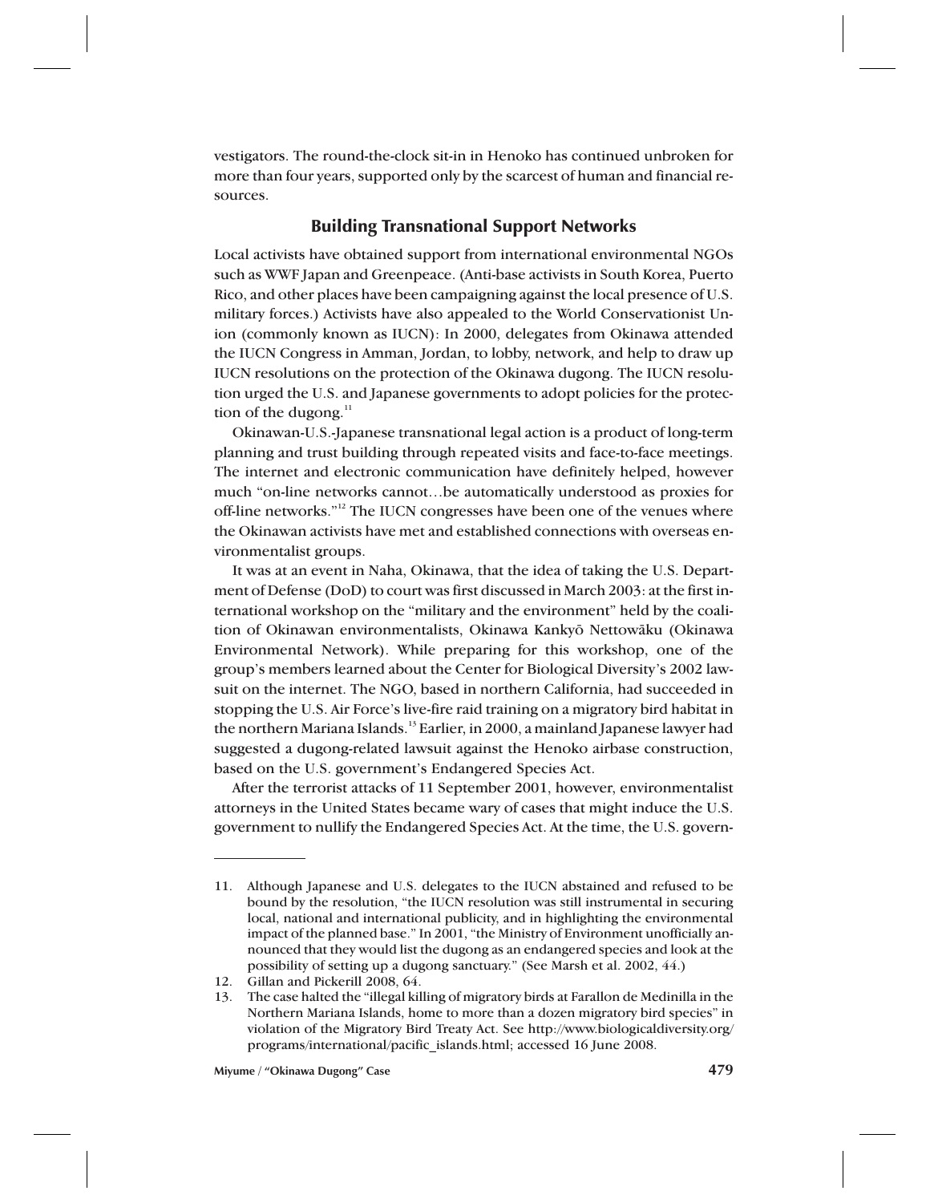vestigators. The round-the-clock sit-in in Henoko has continued unbroken for more than four years, supported only by the scarcest of human and financial resources.

## Building Transnational Support Networks

Local activists have obtained support from international environmental NGOs such as WWF Japan and Greenpeace. (Anti-base activists in South Korea, Puerto Rico, and other places have been campaigning against the local presence of U.S. military forces.) Activists have also appealed to the World Conservationist Union (commonly known as IUCN): In 2000, delegates from Okinawa attended the IUCN Congress in Amman, Jordan, to lobby, network, and help to draw up IUCN resolutions on the protection of the Okinawa dugong. The IUCN resolution urged the U.S. and Japanese governments to adopt policies for the protection of the dugong.[11]

Okinawan-U.S.-Japanese transnational legal action is a product of long-term planning and trust building through repeated visits and face-to-face meetings. The internet and electronic communication have definitely helped, however much "on-line networks cannot…be automatically understood as proxies for off-line networks."[12] The IUCN congresses have been one of the venues where the Okinawan activists have met and established connections with overseas environmentalist groups.

It was at an event in Naha, Okinawa, that the idea of taking the U.S. Department of Defense (DoD) to court was first discussed in March 2003: at the first international workshop on the "military and the environment" held by the coalition of Okinawan environmentalists, Okinawa Kankyō Nettowāku (Okinawa Environmental Network). While preparing for this workshop, one of the group's members learned about the Center for Biological Diversity's 2002 lawsuit on the internet. The NGO, based in northern California, had succeeded in stopping the U.S. Air Force's live-fire raid training on a migratory bird habitat in the northern Mariana Islands.[13] Earlier, in 2000, a mainland Japanese lawyer had suggested a dugong-related lawsuit against the Henoko airbase construction, based on the U.S. government's Endangered Species Act.

After the terrorist attacks of 11 September 2001, however, environmentalist attorneys in the United States became wary of cases that might induce the U.S. government to nullify the Endangered Species Act. At the time, the U.S. govern-

---

11. Although Japanese and U.S. delegates to the IUCN abstained and refused to be bound by the resolution, "the IUCN resolution was still instrumental in securing local, national and international publicity, and in highlighting the environmental impact of the planned base." In 2001, "the Ministry of Environment unofficially announced that they would list the dugong as an endangered species and look at the possibility of setting up a dugong sanctuary." (See Marsh et al. 2002, 44.)
12. Gillan and Pickerill 2008, 64.
13. The case halted the "illegal killing of migratory birds at Farallon de Medinilla in the Northern Mariana Islands, home to more than a dozen migratory bird species" in violation of the Migratory Bird Treaty Act. See http://www.biologicaldiversity.org/programs/international/pacific_islands.html; accessed 16 June 2008.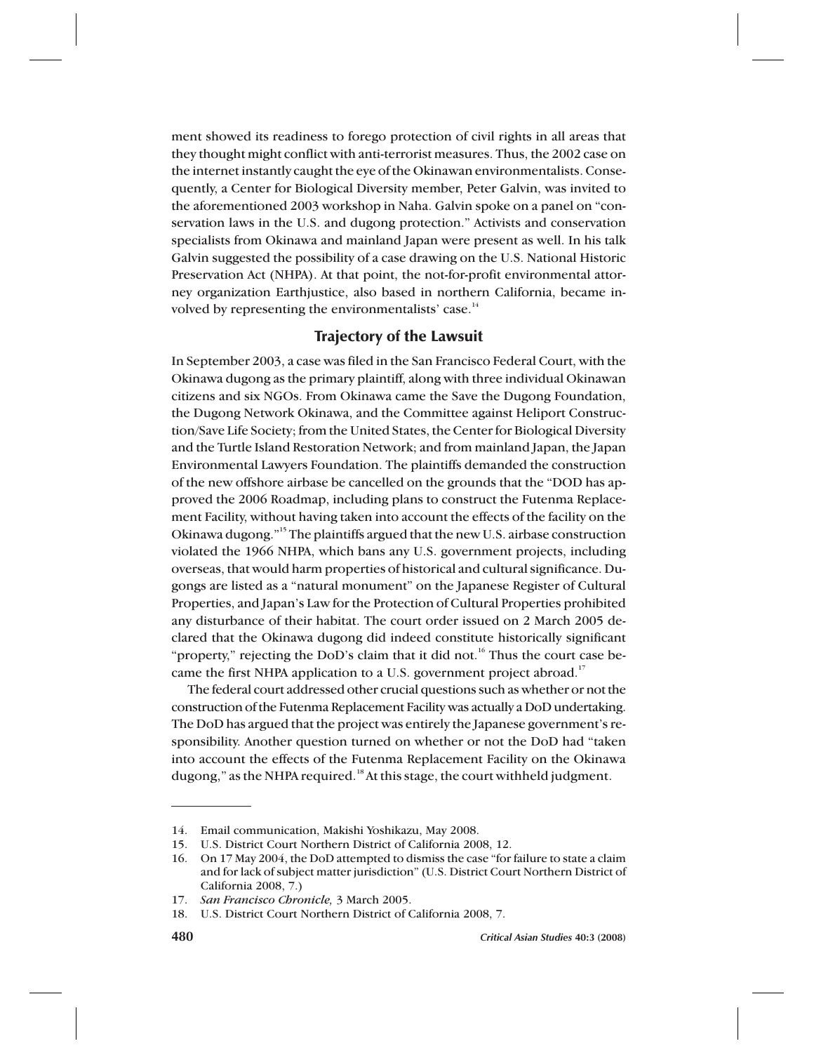ment showed its readiness to forego protection of civil rights in all areas that they thought might conflict with anti-terrorist measures. Thus, the 2002 case on the internet instantly caught the eye of the Okinawan environmentalists. Consequently, a Center for Biological Diversity member, Peter Galvin, was invited to the aforementioned 2003 workshop in Naha. Galvin spoke on a panel on "conservation laws in the U.S. and dugong protection." Activists and conservation specialists from Okinawa and mainland Japan were present as well. In his talk Galvin suggested the possibility of a case drawing on the U.S. National Historic Preservation Act (NHPA). At that point, the not-for-profit environmental attorney organization Earthjustice, also based in northern California, became involved by representing the environmentalists' case.[14]

## Trajectory of the Lawsuit

In September 2003, a case was filed in the San Francisco Federal Court, with the Okinawa dugong as the primary plaintiff, along with three individual Okinawan citizens and six NGOs. From Okinawa came the Save the Dugong Foundation, the Dugong Network Okinawa, and the Committee against Heliport Construction/Save Life Society; from the United States, the Center for Biological Diversity and the Turtle Island Restoration Network; and from mainland Japan, the Japan Environmental Lawyers Foundation. The plaintiffs demanded the construction of the new offshore airbase be cancelled on the grounds that the "DOD has approved the 2006 Roadmap, including plans to construct the Futenma Replacement Facility, without having taken into account the effects of the facility on the Okinawa dugong."[15] The plaintiffs argued that the new U.S. airbase construction violated the 1966 NHPA, which bans any U.S. government projects, including overseas, that would harm properties of historical and cultural significance. Dugongs are listed as a "natural monument" on the Japanese Register of Cultural Properties, and Japan's Law for the Protection of Cultural Properties prohibited any disturbance of their habitat. The court order issued on 2 March 2005 declared that the Okinawa dugong did indeed constitute historically significant "property," rejecting the DoD's claim that it did not.[16] Thus the court case became the first NHPA application to a U.S. government project abroad.[17]

The federal court addressed other crucial questions such as whether or not the construction of the Futenma Replacement Facility was actually a DoD undertaking. The DoD has argued that the project was entirely the Japanese government's responsibility. Another question turned on whether or not the DoD had "taken into account the effects of the Futenma Replacement Facility on the Okinawa dugong," as the NHPA required.[18] At this stage, the court withheld judgment.

---

14. Email communication, Makishi Yoshikazu, May 2008.
15. U.S. District Court Northern District of California 2008, 12.
16. On 17 May 2004, the DoD attempted to dismiss the case "for failure to state a claim and for lack of subject matter jurisdiction" (U.S. District Court Northern District of California 2008, 7.)
17. *San Francisco Chronicle,* 3 March 2005.
18. U.S. District Court Northern District of California 2008, 7.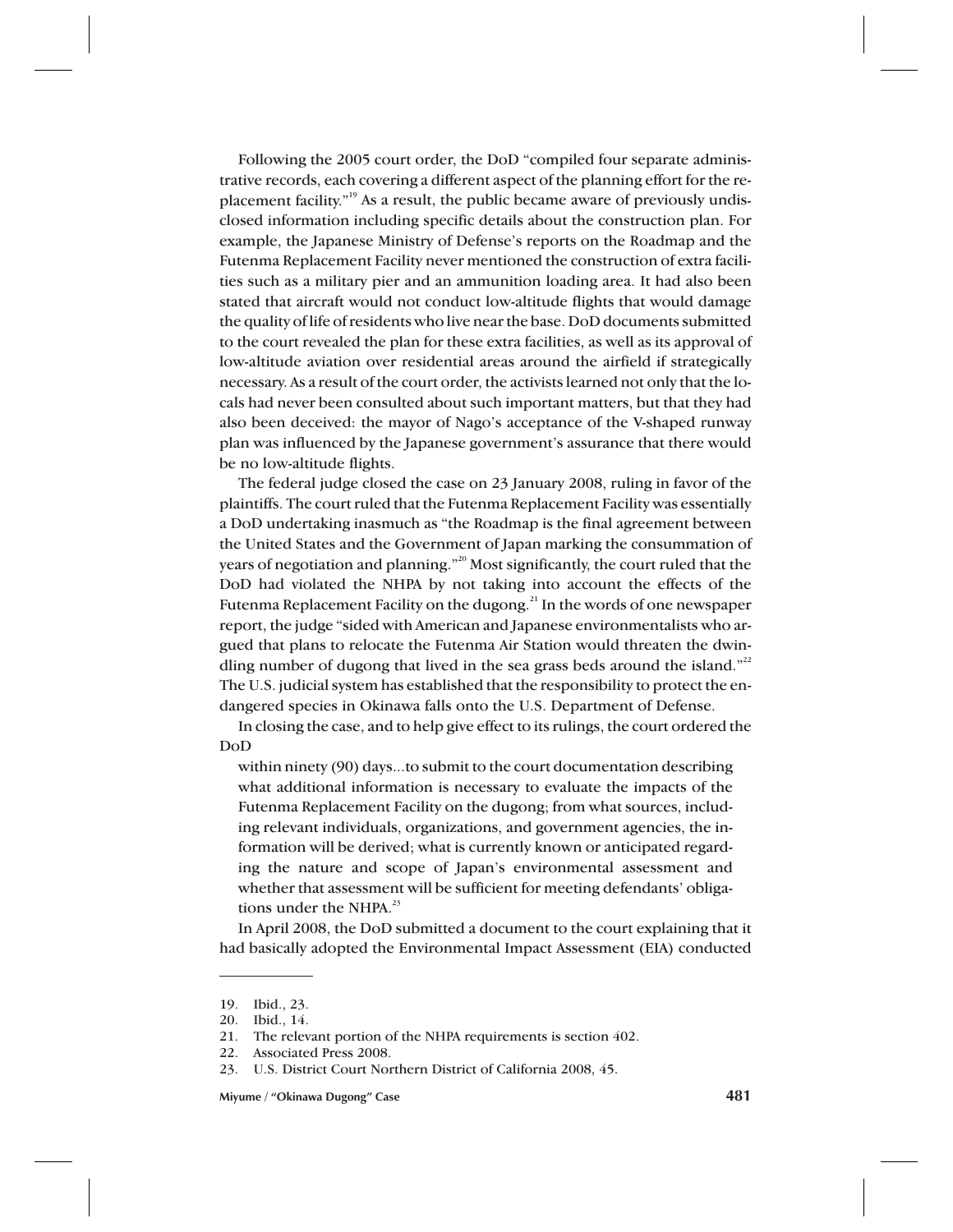Following the 2005 court order, the DoD "compiled four separate administrative records, each covering a different aspect of the planning effort for the replacement facility."[19] As a result, the public became aware of previously undisclosed information including specific details about the construction plan. For example, the Japanese Ministry of Defense's reports on the Roadmap and the Futenma Replacement Facility never mentioned the construction of extra facilities such as a military pier and an ammunition loading area. It had also been stated that aircraft would not conduct low-altitude flights that would damage the quality of life of residents who live near the base. DoD documents submitted to the court revealed the plan for these extra facilities, as well as its approval of low-altitude aviation over residential areas around the airfield if strategically necessary. As a result of the court order, the activists learned not only that the locals had never been consulted about such important matters, but that they had also been deceived: the mayor of Nago's acceptance of the V-shaped runway plan was influenced by the Japanese government's assurance that there would be no low-altitude flights.

The federal judge closed the case on 23 January 2008, ruling in favor of the plaintiffs. The court ruled that the Futenma Replacement Facility was essentially a DoD undertaking inasmuch as "the Roadmap is the final agreement between the United States and the Government of Japan marking the consummation of years of negotiation and planning."[20] Most significantly, the court ruled that the DoD had violated the NHPA by not taking into account the effects of the Futenma Replacement Facility on the dugong.[21] In the words of one newspaper report, the judge "sided with American and Japanese environmentalists who argued that plans to relocate the Futenma Air Station would threaten the dwindling number of dugong that lived in the sea grass beds around the island."[22] The U.S. judicial system has established that the responsibility to protect the endangered species in Okinawa falls onto the U.S. Department of Defense.

In closing the case, and to help give effect to its rulings, the court ordered the DoD

> within ninety (90) days...to submit to the court documentation describing what additional information is necessary to evaluate the impacts of the Futenma Replacement Facility on the dugong; from what sources, including relevant individuals, organizations, and government agencies, the information will be derived; what is currently known or anticipated regarding the nature and scope of Japan's environmental assessment and whether that assessment will be sufficient for meeting defendants' obligations under the NHPA.[23]

In April 2008, the DoD submitted a document to the court explaining that it had basically adopted the Environmental Impact Assessment (EIA) conducted

---

19. Ibid., 23.
20. Ibid., 14.
21. The relevant portion of the NHPA requirements is section 402.
22. Associated Press 2008.
23. U.S. District Court Northern District of California 2008, 45.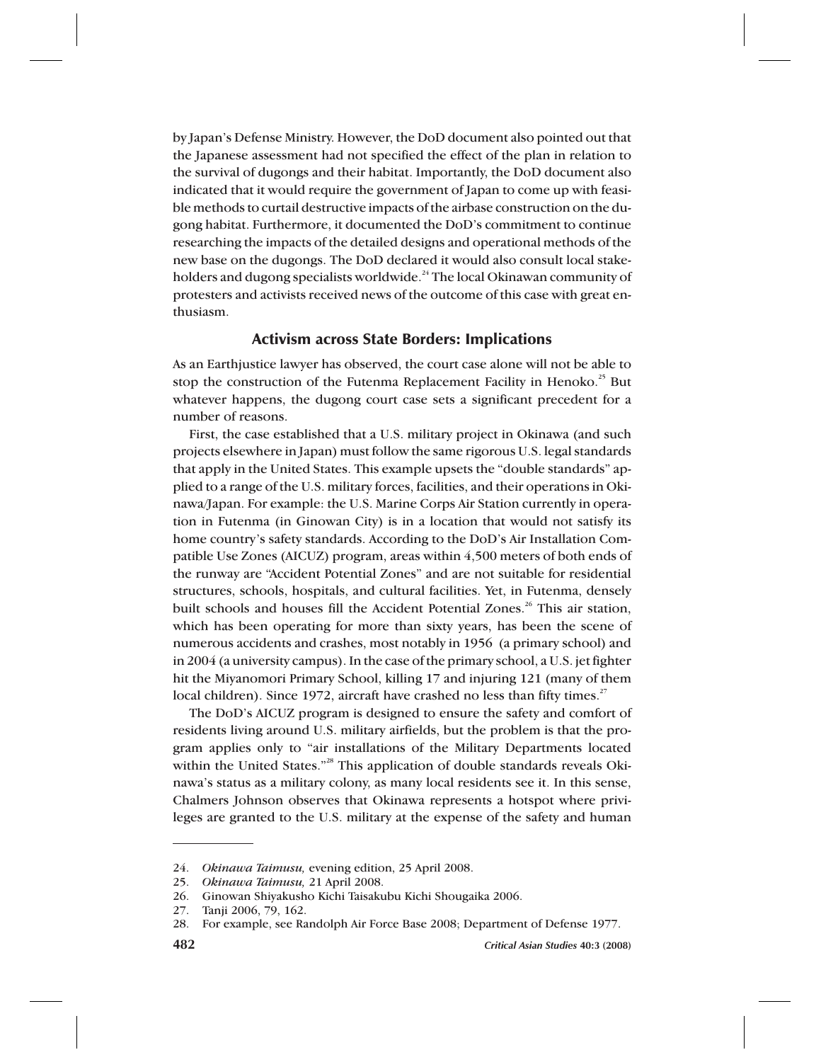by Japan's Defense Ministry. However, the DoD document also pointed out that the Japanese assessment had not specified the effect of the plan in relation to the survival of dugongs and their habitat. Importantly, the DoD document also indicated that it would require the government of Japan to come up with feasible methods to curtail destructive impacts of the airbase construction on the dugong habitat. Furthermore, it documented the DoD's commitment to continue researching the impacts of the detailed designs and operational methods of the new base on the dugongs. The DoD declared it would also consult local stakeholders and dugong specialists worldwide.[24] The local Okinawan community of protesters and activists received news of the outcome of this case with great enthusiasm.

## Activism across State Borders: Implications

As an Earthjustice lawyer has observed, the court case alone will not be able to stop the construction of the Futenma Replacement Facility in Henoko.[25] But whatever happens, the dugong court case sets a significant precedent for a number of reasons.

First, the case established that a U.S. military project in Okinawa (and such projects elsewhere in Japan) must follow the same rigorous U.S. legal standards that apply in the United States. This example upsets the "double standards" applied to a range of the U.S. military forces, facilities, and their operations in Okinawa/Japan. For example: the U.S. Marine Corps Air Station currently in operation in Futenma (in Ginowan City) is in a location that would not satisfy its home country's safety standards. According to the DoD's Air Installation Compatible Use Zones (AICUZ) program, areas within 4,500 meters of both ends of the runway are "Accident Potential Zones" and are not suitable for residential structures, schools, hospitals, and cultural facilities. Yet, in Futenma, densely built schools and houses fill the Accident Potential Zones.[26] This air station, which has been operating for more than sixty years, has been the scene of numerous accidents and crashes, most notably in 1956 (a primary school) and in 2004 (a university campus). In the case of the primary school, a U.S. jet fighter hit the Miyanomori Primary School, killing 17 and injuring 121 (many of them local children). Since 1972, aircraft have crashed no less than fifty times.[27]

The DoD's AICUZ program is designed to ensure the safety and comfort of residents living around U.S. military airfields, but the problem is that the program applies only to "air installations of the Military Departments located within the United States."[28] This application of double standards reveals Okinawa's status as a military colony, as many local residents see it. In this sense, Chalmers Johnson observes that Okinawa represents a hotspot where privileges are granted to the U.S. military at the expense of the safety and human

---

24. *Okinawa Taimusu,* evening edition, 25 April 2008.
25. *Okinawa Taimusu,* 21 April 2008.
26. Ginowan Shiyakusho Kichi Taisakubu Kichi Shougaika 2006.
27. Tanji 2006, 79, 162.
28. For example, see Randolph Air Force Base 2008; Department of Defense 1977.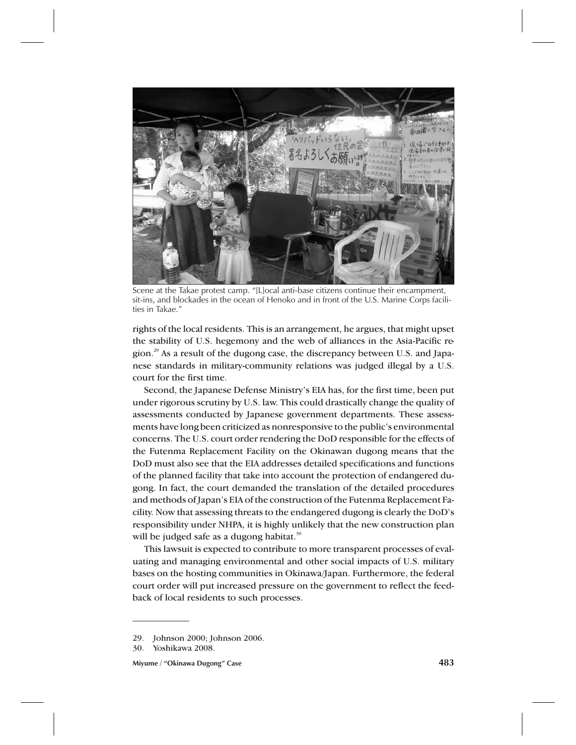Scene at the Takae protest camp. "[L]ocal anti-base citizens continue their encampment, sit-ins, and blockades in the ocean of Henoko and in front of the U.S. Marine Corps facilities in Takae."

rights of the local residents. This is an arrangement, he argues, that might upset the stability of U.S. hegemony and the web of alliances in the Asia-Pacific region.[29] As a result of the dugong case, the discrepancy between U.S. and Japanese standards in military-community relations was judged illegal by a U.S. court for the first time.

Second, the Japanese Defense Ministry's EIA has, for the first time, been put under rigorous scrutiny by U.S. law. This could drastically change the quality of assessments conducted by Japanese government departments. These assessments have long been criticized as nonresponsive to the public's environmental concerns. The U.S. court order rendering the DoD responsible for the effects of the Futenma Replacement Facility on the Okinawan dugong means that the DoD must also see that the EIA addresses detailed specifications and functions of the planned facility that take into account the protection of endangered dugong. In fact, the court demanded the translation of the detailed procedures and methods of Japan's EIA of the construction of the Futenma Replacement Facility. Now that assessing threats to the endangered dugong is clearly the DoD's responsibility under NHPA, it is highly unlikely that the new construction plan will be judged safe as a dugong habitat.[30]

This lawsuit is expected to contribute to more transparent processes of evaluating and managing environmental and other social impacts of U.S. military bases on the hosting communities in Okinawa/Japan. Furthermore, the federal court order will put increased pressure on the government to reflect the feedback of local residents to such processes.

---

29. Johnson 2000; Johnson 2006.
30. Yoshikawa 2008.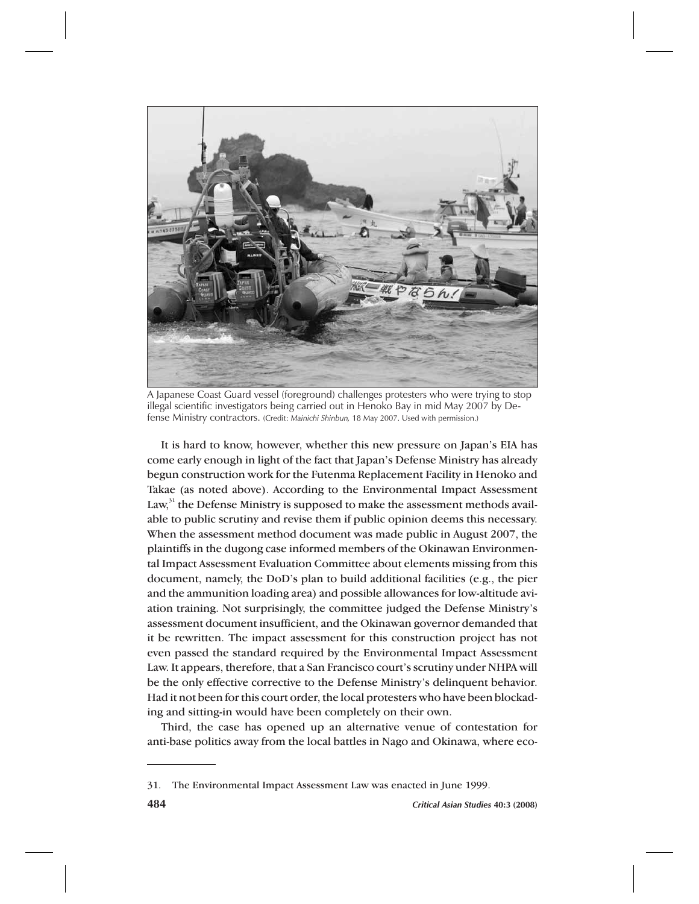A Japanese Coast Guard vessel (foreground) challenges protesters who were trying to stop illegal scientific investigators being carried out in Henoko Bay in mid May 2007 by Defense Ministry contractors. (Credit: *Mainichi Shinbun,* 18 May 2007. Used with permission.)

It is hard to know, however, whether this new pressure on Japan's EIA has come early enough in light of the fact that Japan's Defense Ministry has already begun construction work for the Futenma Replacement Facility in Henoko and Takae (as noted above). According to the Environmental Impact Assessment Law,[31] the Defense Ministry is supposed to make the assessment methods available to public scrutiny and revise them if public opinion deems this necessary. When the assessment method document was made public in August 2007, the plaintiffs in the dugong case informed members of the Okinawan Environmental Impact Assessment Evaluation Committee about elements missing from this document, namely, the DoD's plan to build additional facilities (e.g., the pier and the ammunition loading area) and possible allowances for low-altitude aviation training. Not surprisingly, the committee judged the Defense Ministry's assessment document insufficient, and the Okinawan governor demanded that it be rewritten. The impact assessment for this construction project has not even passed the standard required by the Environmental Impact Assessment Law. It appears, therefore, that a San Francisco court's scrutiny under NHPA will be the only effective corrective to the Defense Ministry's delinquent behavior. Had it not been for this court order, the local protesters who have been blockading and sitting-in would have been completely on their own.

Third, the case has opened up an alternative venue of contestation for anti-base politics away from the local battles in Nago and Okinawa, where eco-

---

31. The Environmental Impact Assessment Law was enacted in June 1999.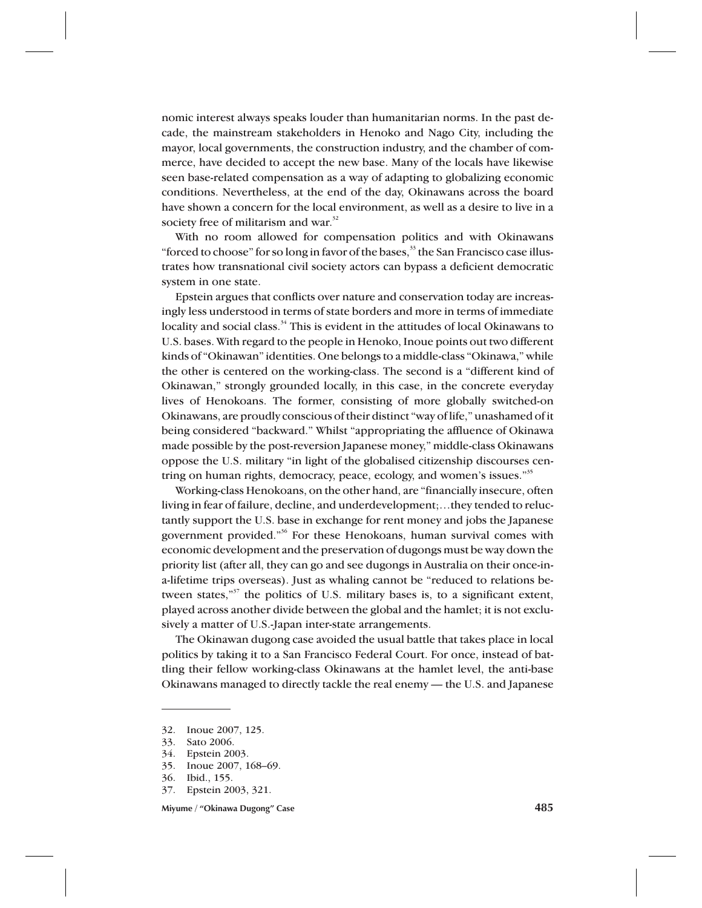nomic interest always speaks louder than humanitarian norms. In the past decade, the mainstream stakeholders in Henoko and Nago City, including the mayor, local governments, the construction industry, and the chamber of commerce, have decided to accept the new base. Many of the locals have likewise seen base-related compensation as a way of adapting to globalizing economic conditions. Nevertheless, at the end of the day, Okinawans across the board have shown a concern for the local environment, as well as a desire to live in a society free of militarism and war.[32]

With no room allowed for compensation politics and with Okinawans "forced to choose" for so long in favor of the bases,[33] the San Francisco case illustrates how transnational civil society actors can bypass a deficient democratic system in one state.

Epstein argues that conflicts over nature and conservation today are increasingly less understood in terms of state borders and more in terms of immediate locality and social class.[34] This is evident in the attitudes of local Okinawans to U.S. bases. With regard to the people in Henoko, Inoue points out two different kinds of "Okinawan" identities. One belongs to a middle-class "Okinawa," while the other is centered on the working-class. The second is a "different kind of Okinawan," strongly grounded locally, in this case, in the concrete everyday lives of Henokoans. The former, consisting of more globally switched-on Okinawans, are proudly conscious of their distinct "way of life," unashamed of it being considered "backward." Whilst "appropriating the affluence of Okinawa made possible by the post-reversion Japanese money," middle-class Okinawans oppose the U.S. military "in light of the globalised citizenship discourses centring on human rights, democracy, peace, ecology, and women's issues."[35]

Working-class Henokoans, on the other hand, are "financially insecure, often living in fear of failure, decline, and underdevelopment;…they tended to reluctantly support the U.S. base in exchange for rent money and jobs the Japanese government provided."[36] For these Henokoans, human survival comes with economic development and the preservation of dugongs must be way down the priority list (after all, they can go and see dugongs in Australia on their once-in-a-lifetime trips overseas). Just as whaling cannot be "reduced to relations between states,"[37] the politics of U.S. military bases is, to a significant extent, played across another divide between the global and the hamlet; it is not exclusively a matter of U.S.-Japan inter-state arrangements.

The Okinawan dugong case avoided the usual battle that takes place in local politics by taking it to a San Francisco Federal Court. For once, instead of battling their fellow working-class Okinawans at the hamlet level, the anti-base Okinawans managed to directly tackle the real enemy — the U.S. and Japanese

---

32. Inoue 2007, 125.
33. Sato 2006.
34. Epstein 2003.
35. Inoue 2007, 168–69.
36. Ibid., 155.
37. Epstein 2003, 321.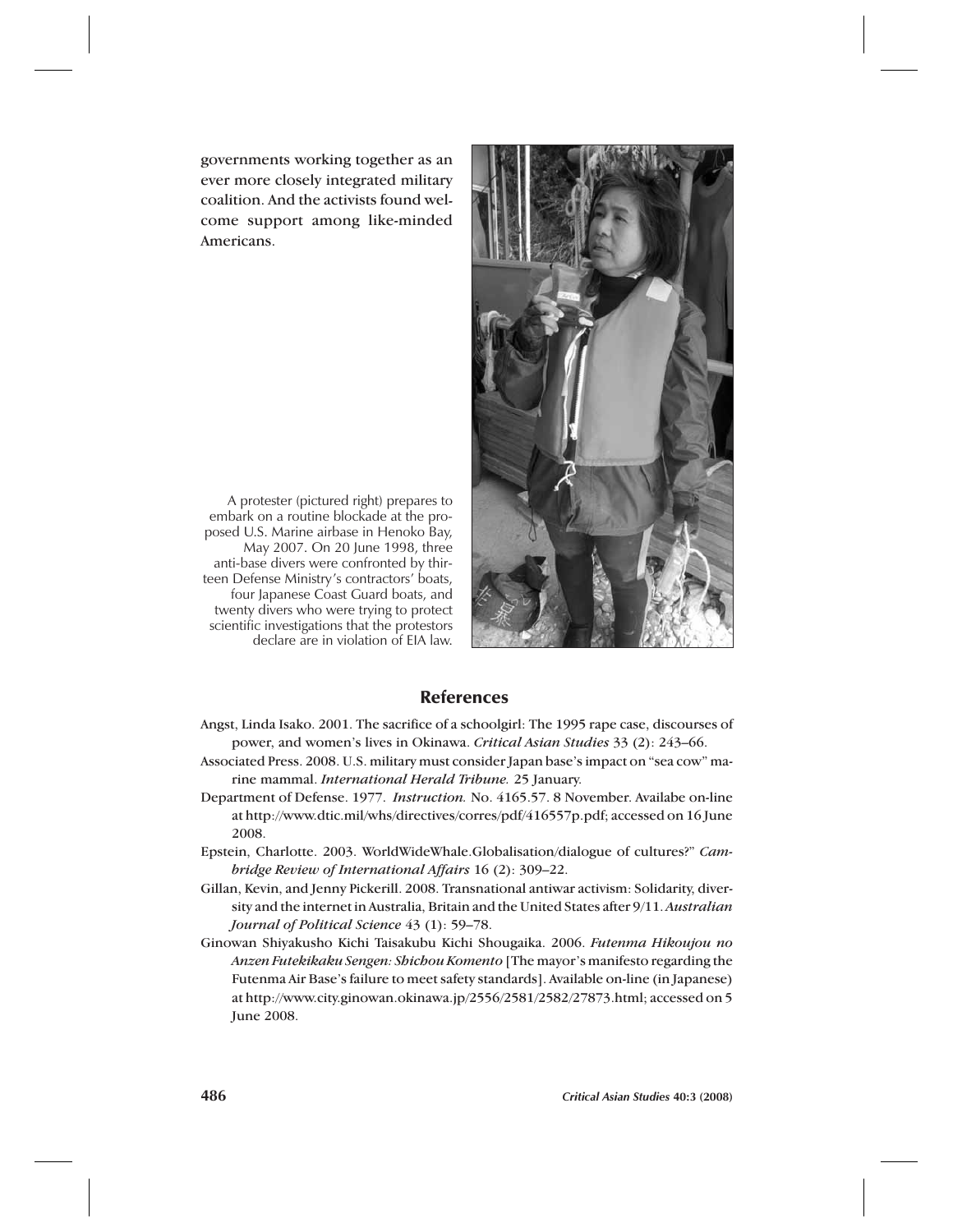governments working together as an ever more closely integrated military coalition. And the activists found welcome support among like-minded Americans.

A protester (pictured right) prepares to embark on a routine blockade at the proposed U.S. Marine airbase in Henoko Bay, May 2007. On 20 June 1998, three anti-base divers were confronted by thirteen Defense Ministry's contractors' boats, four Japanese Coast Guard boats, and twenty divers who were trying to protect scientific investigations that the protestors declare are in violation of EIA law.

## References

Angst, Linda Isako. 2001. The sacrifice of a schoolgirl: The 1995 rape case, discourses of power, and women's lives in Okinawa. *Critical Asian Studies* 33 (2): 243–66.

Associated Press. 2008. U.S. military must consider Japan base's impact on "sea cow" marine mammal. *International Herald Tribune.* 25 January.

Department of Defense. 1977. *Instruction.* No. 4165.57. 8 November. Availabe on-line at http://www.dtic.mil/whs/directives/corres/pdf/416557p.pdf; accessed on 16 June 2008.

Epstein, Charlotte. 2003. WorldWideWhale.Globalisation/dialogue of cultures?" *Cambridge Review of International Affairs* 16 (2): 309–22.

Gillan, Kevin, and Jenny Pickerill. 2008. Transnational antiwar activism: Solidarity, diversity and the internet in Australia, Britain and the United States after 9/11. *Australian Journal of Political Science* 43 (1): 59–78.

Ginowan Shiyakusho Kichi Taisakubu Kichi Shougaika. 2006. *Futenma Hikoujou no Anzen Futekikaku Sengen: Shichou Komento* [The mayor's manifesto regarding the Futenma Air Base's failure to meet safety standards]. Available on-line (in Japanese) at http://www.city.ginowan.okinawa.jp/2556/2581/2582/27873.html; accessed on 5 June 2008.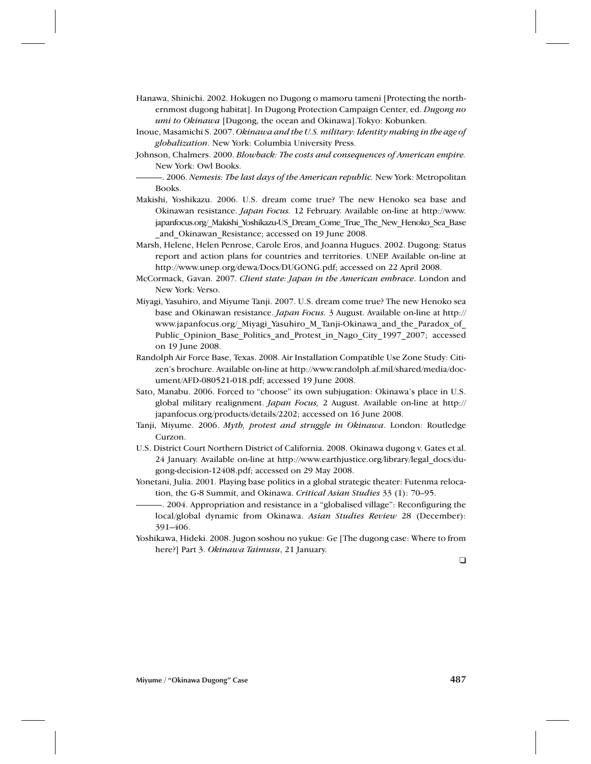Hanawa, Shinichi. 2002. Hokugen no Dugong o mamoru tameni [Protecting the northernmost dugong habitat]. In Dugong Protection Campaign Center, ed. *Dugong no umi to Okinawa* [Dugong, the ocean and Okinawa].Tokyo: Kobunken.

Inoue, Masamichi S. 2007. *Okinawa and the U.S. military: Identity making in the age of globalization*. New York: Columbia University Press.

Johnson, Chalmers. 2000. *Blowback: The costs and consequences of American empire.* New York: Owl Books.

———. 2006. *Nemesis: The last days of the American republic.* New York: Metropolitan Books.

Makishi, Yoshikazu. 2006. U.S. dream come true? The new Henoko sea base and Okinawan resistance. *Japan Focus.* 12 February. Available on-line at http://www.japanfocus.org/_Makishi_Yoshikazu-US_Dream_Come_True_The_New_Henoko_Sea_Base_and_Okinawan_Resistance; accessed on 19 June 2008.

Marsh, Helene, Helen Penrose, Carole Eros, and Joanna Hugues. 2002. Dugong: Status report and action plans for countries and territories. UNEP. Available on-line at http://www.unep.org/dewa/Docs/DUGONG.pdf; accessed on 22 April 2008.

McCormack, Gavan. 2007. *Client state: Japan in the American embrace*. London and New York: Verso.

Miyagi, Yasuhiro, and Miyume Tanji. 2007. U.S. dream come true? The new Henoko sea base and Okinawan resistance. *Japan Focus.* 3 August. Available on-line at http://www.japanfocus.org/_Miyagi_Yasuhiro_M_Tanji-Okinawa_and_the_Paradox_of_Public_Opinion_Base_Politics_and_Protest_in_Nago_City_1997_2007; accessed on 19 June 2008.

Randolph Air Force Base, Texas. 2008. Air Installation Compatible Use Zone Study: Citizen's brochure. Available on-line at http://www.randolph.af.mil/shared/media/document/AFD-080521-018.pdf; accessed 19 June 2008.

Sato, Manabu. 2006. Forced to "choose" its own subjugation: Okinawa's place in U.S. global military realignment. *Japan Focus,* 2 August. Available on-line at http://japanfocus.org/products/details/2202; accessed on 16 June 2008.

Tanji, Miyume. 2006. *Myth, protest and struggle in Okinawa*. London: Routledge Curzon.

U.S. District Court Northern District of California. 2008. Okinawa dugong v. Gates et al. 24 January. Available on-line at http://www.earthjustice.org/library/legal_docs/dugong-decision-12408.pdf; accessed on 29 May 2008.

Yonetani, Julia. 2001. Playing base politics in a global strategic theater: Futenma relocation, the G-8 Summit, and Okinawa. *Critical Asian Studies* 33 (1): 70–95.

———. 2004. Appropriation and resistance in a "globalised village": Reconfiguring the local/global dynamic from Okinawa. *Asian Studies Review* 28 (December): 391–406.

Yoshikawa, Hideki. 2008. Jugon soshou no yukue: Ge [The dugong case: Where to from here?] Part 3. *Okinawa Taimusu*, 21 January.